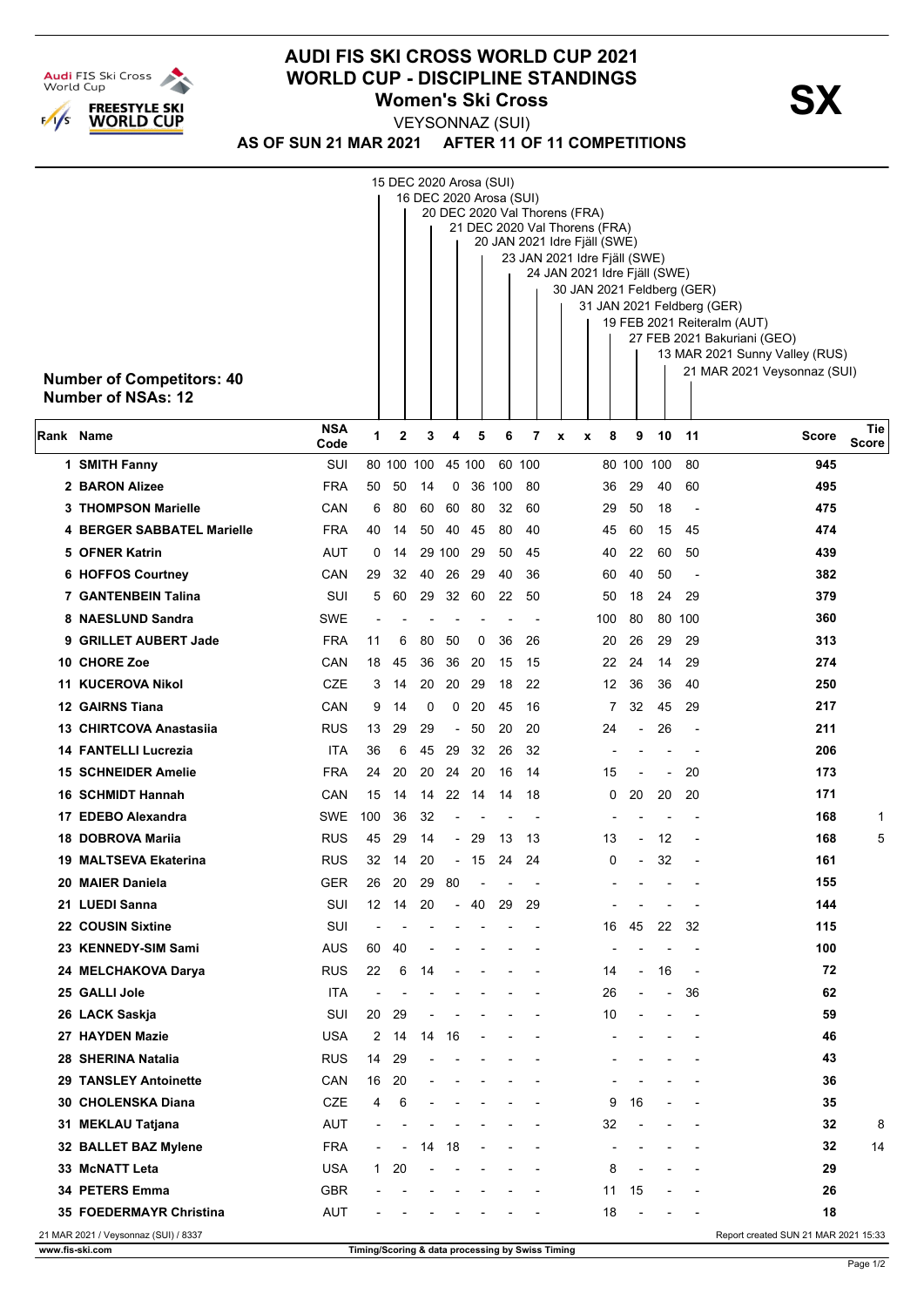# AUDI FIS SKI CROSS WORLD CUP 2021
## WORLD CUP - DISCIPLINE STANDINGS
### Women's Ski Cross

VEYSONNAZ (SUI)

**AS OF SUN 21 MAR 2021 AFTER 11 OF 11 COMPETITIONS**

**SX**

**Number of Competitors: 40**
**Number of NSAs: 12**

1. 15 DEC 2020 Arosa (SUI)
2. 16 DEC 2020 Arosa (SUI)
3. 20 DEC 2020 Val Thorens (FRA)
4. 21 DEC 2020 Val Thorens (FRA)
5. 20 JAN 2021 Idre Fjäll (SWE)
6. 23 JAN 2021 Idre Fjäll (SWE)
7. 24 JAN 2021 Idre Fjäll (SWE)
x. 30 JAN 2021 Feldberg (GER)
x. 31 JAN 2021 Feldberg (GER)
8. 19 FEB 2021 Reiteralm (AUT)
9. 27 FEB 2021 Bakuriani (GEO)
10. 13 MAR 2021 Sunny Valley (RUS)
11. 21 MAR 2021 Veysonnaz (SUI)

| Rank | Name | NSA Code | 1 | 2 | 3 | 4 | 5 | 6 | 7 | x | x | 8 | 9 | 10 | 11 | Score | Tie Score |
|---|---|---|---|---|---|---|---|---|---|---|---|---|---|---|---|---|---|
| 1 | SMITH Fanny | SUI | 80 | 100 | 100 | 45 | 100 | 60 | 100 | | | 80 | 100 | 100 | 80 | 945 | |
| 2 | BARON Alizee | FRA | 50 | 50 | 14 | 0 | 36 | 100 | 80 | | | 36 | 29 | 40 | 60 | 495 | |
| 3 | THOMPSON Marielle | CAN | 6 | 80 | 60 | 60 | 80 | 32 | 60 | | | 29 | 50 | 18 | - | 475 | |
| 4 | BERGER SABBATEL Marielle | FRA | 40 | 14 | 50 | 40 | 45 | 80 | 40 | | | 45 | 60 | 15 | 45 | 474 | |
| 5 | OFNER Katrin | AUT | 0 | 14 | 29 | 100 | 29 | 50 | 45 | | | 40 | 22 | 60 | 50 | 439 | |
| 6 | HOFFOS Courtney | CAN | 29 | 32 | 40 | 26 | 29 | 40 | 36 | | | 60 | 40 | 50 | - | 382 | |
| 7 | GANTENBEIN Talina | SUI | 5 | 60 | 29 | 32 | 60 | 22 | 50 | | | 50 | 18 | 24 | 29 | 379 | |
| 8 | NAESLUND Sandra | SWE | - | - | - | - | - | - | - | | | 100 | 80 | 80 | 100 | 360 | |
| 9 | GRILLET AUBERT Jade | FRA | 11 | 6 | 80 | 50 | 0 | 36 | 26 | | | 20 | 26 | 29 | 29 | 313 | |
| 10 | CHORE Zoe | CAN | 18 | 45 | 36 | 36 | 20 | 15 | 15 | | | 22 | 24 | 14 | 29 | 274 | |
| 11 | KUCEROVA Nikol | CZE | 3 | 14 | 20 | 20 | 29 | 18 | 22 | | | 12 | 36 | 36 | 40 | 250 | |
| 12 | GAIRNS Tiana | CAN | 9 | 14 | 0 | 0 | 20 | 45 | 16 | | | 7 | 32 | 45 | 29 | 217 | |
| 13 | CHIRTCOVA Anastasiia | RUS | 13 | 29 | 29 | - | 50 | 20 | 20 | | | 24 | - | 26 | - | 211 | |
| 14 | FANTELLI Lucrezia | ITA | 36 | 6 | 45 | 29 | 32 | 26 | 32 | | | - | - | - | - | 206 | |
| 15 | SCHNEIDER Amelie | FRA | 24 | 20 | 20 | 24 | 20 | 16 | 14 | | | 15 | - | - | 20 | 173 | |
| 16 | SCHMIDT Hannah | CAN | 15 | 14 | 14 | 22 | 14 | 14 | 18 | | | 0 | 20 | 20 | 20 | 171 | |
| 17 | EDEBO Alexandra | SWE | 100 | 36 | 32 | - | - | - | - | | | - | - | - | - | 168 | 1 |
| 18 | DOBROVA Mariia | RUS | 45 | 29 | 14 | - | 29 | 13 | 13 | | | 13 | - | 12 | - | 168 | 5 |
| 19 | MALTSEVA Ekaterina | RUS | 32 | 14 | 20 | - | 15 | 24 | 24 | | | 0 | - | 32 | - | 161 | |
| 20 | MAIER Daniela | GER | 26 | 20 | 29 | 80 | - | - | - | | | - | - | - | - | 155 | |
| 21 | LUEDI Sanna | SUI | 12 | 14 | 20 | - | 40 | 29 | 29 | | | - | - | - | - | 144 | |
| 22 | COUSIN Sixtine | SUI | - | - | - | - | - | - | - | | | 16 | 45 | 22 | 32 | 115 | |
| 23 | KENNEDY-SIM Sami | AUS | 60 | 40 | - | - | - | - | - | | | - | - | - | - | 100 | |
| 24 | MELCHAKOVA Darya | RUS | 22 | 6 | 14 | - | - | - | - | | | 14 | - | 16 | - | 72 | |
| 25 | GALLI Jole | ITA | - | - | - | - | - | - | - | | | 26 | - | - | 36 | 62 | |
| 26 | LACK Saskja | SUI | 20 | 29 | - | - | - | - | - | | | 10 | - | - | - | 59 | |
| 27 | HAYDEN Mazie | USA | 2 | 14 | 14 | 16 | - | - | - | | | - | - | - | - | 46 | |
| 28 | SHERINA Natalia | RUS | 14 | 29 | - | - | - | - | - | | | - | - | - | - | 43 | |
| 29 | TANSLEY Antoinette | CAN | 16 | 20 | - | - | - | - | - | | | - | - | - | - | 36 | |
| 30 | CHOLENSKA Diana | CZE | 4 | 6 | - | - | - | - | - | | | 9 | 16 | - | - | 35 | |
| 31 | MEKLAU Tatjana | AUT | - | - | - | - | - | - | - | | | 32 | - | - | - | 32 | 8 |
| 32 | BALLET BAZ Mylene | FRA | - | - | 14 | 18 | - | - | - | | | - | - | - | - | 32 | 14 |
| 33 | McNATT Leta | USA | 1 | 20 | - | - | - | - | - | | | 8 | - | - | - | 29 | |
| 34 | PETERS Emma | GBR | - | - | - | - | - | - | - | | | 11 | 15 | - | - | 26 | |
| 35 | FOEDERMAYR Christina | AUT | - | - | - | - | - | - | - | | | 18 | - | - | - | 18 | |

21 MAR 2021 / Veysonnaz (SUI) / 8337 — Report created SUN 21 MAR 2021 15:33

www.fis-ski.com — Timing/Scoring & data processing by Swiss Timing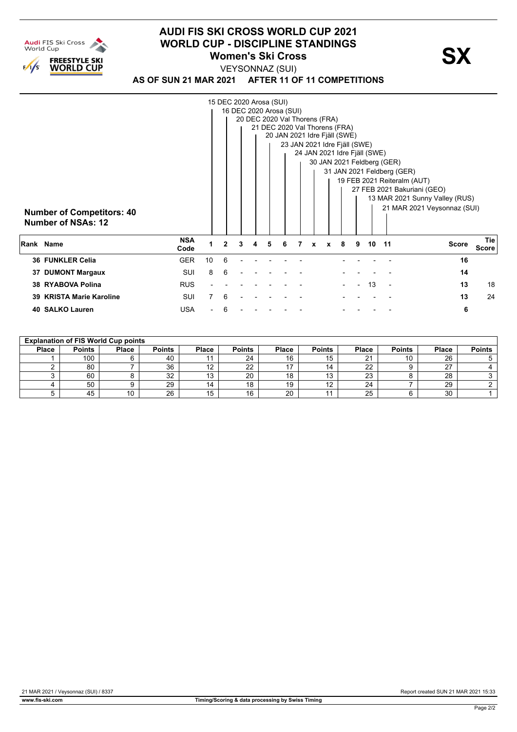# AUDI FIS SKI CROSS WORLD CUP 2021
## WORLD CUP - DISCIPLINE STANDINGS
### Women's Ski Cross

VEYSONNAZ (SUI)

**AS OF SUN 21 MAR 2021 AFTER 11 OF 11 COMPETITIONS**

**SX**

- 1: 15 DEC 2020 Arosa (SUI)
- 2: 16 DEC 2020 Arosa (SUI)
- 3: 20 DEC 2020 Val Thorens (FRA)
- 4: 21 DEC 2020 Val Thorens (FRA)
- 5: 20 JAN 2021 Idre Fjäll (SWE)
- 6: 23 JAN 2021 Idre Fjäll (SWE)
- 7: 24 JAN 2021 Idre Fjäll (SWE)
- x: 30 JAN 2021 Feldberg (GER)
- x: 31 JAN 2021 Feldberg (GER)
- 8: 19 FEB 2021 Reiteralm (AUT)
- 9: 27 FEB 2021 Bakuriani (GEO)
- 10: 13 MAR 2021 Sunny Valley (RUS)
- 11: 21 MAR 2021 Veysonnaz (SUI)

**Number of Competitors: 40**
**Number of NSAs: 12**

| Rank | Name | NSA Code | 1 | 2 | 3 | 4 | 5 | 6 | 7 | x | x | 8 | 9 | 10 | 11 | Score | Tie Score |
|---|---|---|---|---|---|---|---|---|---|---|---|---|---|---|---|---|---|
| 36 | FUNKLER Celia | GER | 10 | 6 | - | - | - | - | - | | | - | - | - | - | 16 | |
| 37 | DUMONT Margaux | SUI | 8 | 6 | - | - | - | - | - | | | - | - | - | - | 14 | |
| 38 | RYABOVA Polina | RUS | - | - | - | - | - | - | - | | | - | - | 13 | - | 13 | 18 |
| 39 | KRISTA Marie Karoline | SUI | 7 | 6 | - | - | - | - | - | | | - | - | - | - | 13 | 24 |
| 40 | SALKO Lauren | USA | - | 6 | - | - | - | - | - | | | - | - | - | - | 6 | |

**Explanation of FIS World Cup points**

| Place | Points | Place | Points | Place | Points | Place | Points | Place | Points | Place | Points |
|---|---|---|---|---|---|---|---|---|---|---|---|
| 1 | 100 | 6 | 40 | 11 | 24 | 16 | 15 | 21 | 10 | 26 | 5 |
| 2 | 80 | 7 | 36 | 12 | 22 | 17 | 14 | 22 | 9 | 27 | 4 |
| 3 | 60 | 8 | 32 | 13 | 20 | 18 | 13 | 23 | 8 | 28 | 3 |
| 4 | 50 | 9 | 29 | 14 | 18 | 19 | 12 | 24 | 7 | 29 | 2 |
| 5 | 45 | 10 | 26 | 15 | 16 | 20 | 11 | 25 | 6 | 30 | 1 |

21 MAR 2021 / Veysonnaz (SUI) / 8337

Report created SUN 21 MAR 2021 15:33

www.fis-ski.com

Timing/Scoring & data processing by Swiss Timing